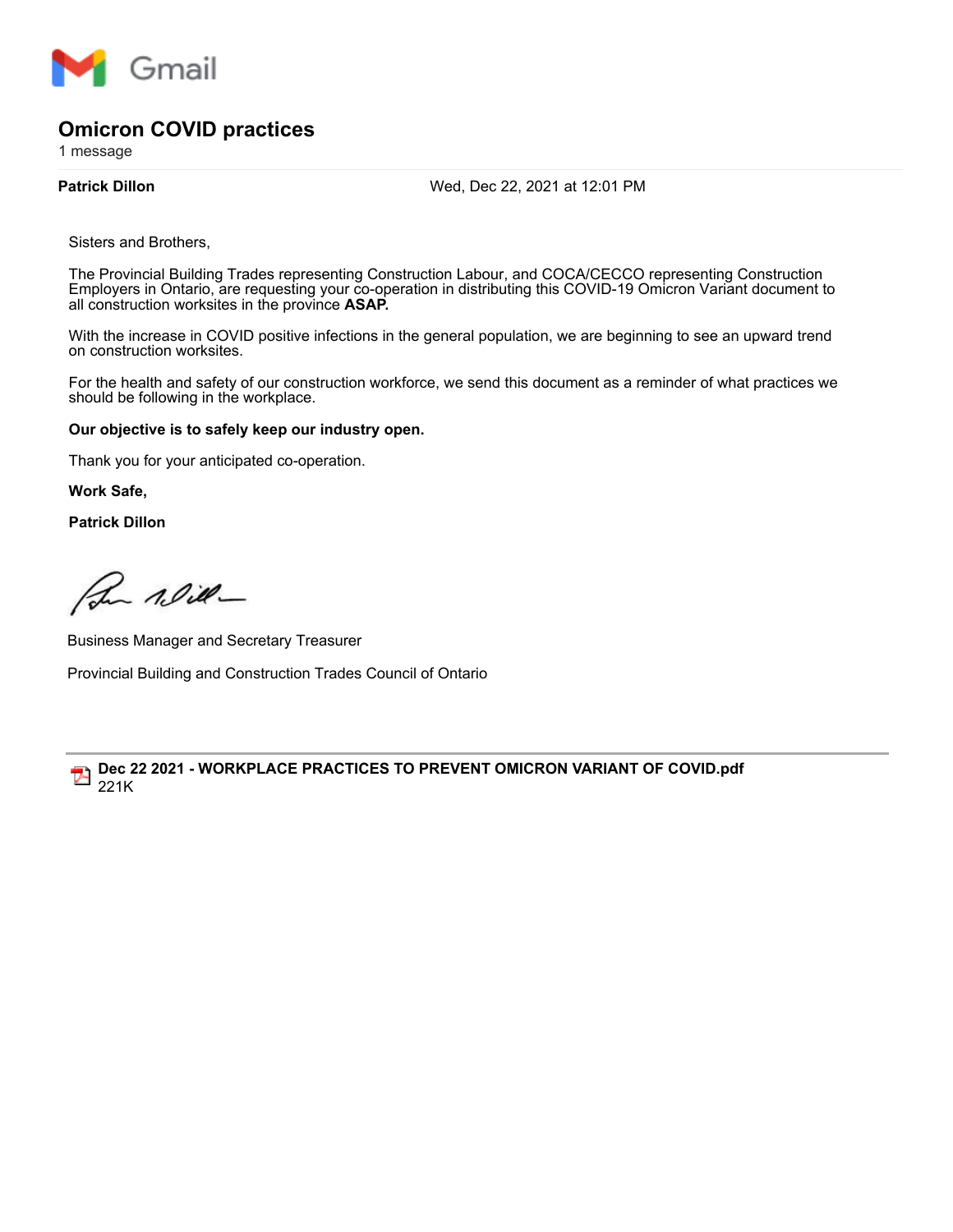Gmail

# Omicron COVID practices

1 message

**Patrick Dillon** Wed, Dec 22, 2021 at 12:01 PM

Sisters and Brothers,

The Provincial Building Trades representing Construction Labour, and COCA/CECCO representing Construction Employers in Ontario, are requesting your co-operation in distributing this COVID-19 Omicron Variant document to all construction worksites in the province **ASAP.**

With the increase in COVID positive infections in the general population, we are beginning to see an upward trend on construction worksites.

For the health and safety of our construction workforce, we send this document as a reminder of what practices we should be following in the workplace.

**Our objective is to safely keep our industry open.**

Thank you for your anticipated co-operation.

**Work Safe,**

**Patrick Dillon**

Business Manager and Secretary Treasurer

Provincial Building and Construction Trades Council of Ontario

---

**Dec 22 2021 - WORKPLACE PRACTICES TO PREVENT OMICRON VARIANT OF COVID.pdf**
221K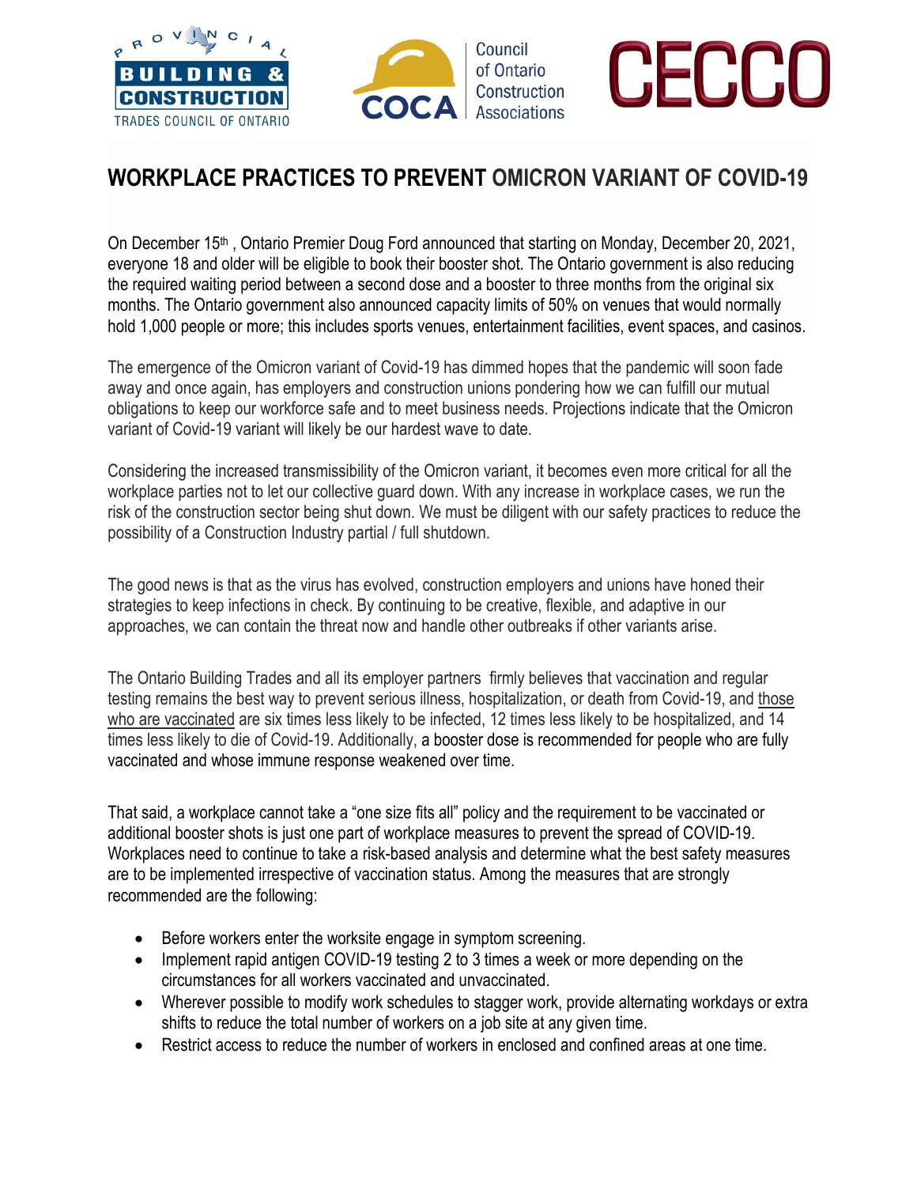Provincial Building & Construction Trades Council of Ontario | COCA Council of Ontario Construction Associations | CECCO

# WORKPLACE PRACTICES TO PREVENT OMICRON VARIANT OF COVID-19

On December 15th , Ontario Premier Doug Ford announced that starting on Monday, December 20, 2021, everyone 18 and older will be eligible to book their booster shot. The Ontario government is also reducing the required waiting period between a second dose and a booster to three months from the original six months. The Ontario government also announced capacity limits of 50% on venues that would normally hold 1,000 people or more; this includes sports venues, entertainment facilities, event spaces, and casinos.

The emergence of the Omicron variant of Covid-19 has dimmed hopes that the pandemic will soon fade away and once again, has employers and construction unions pondering how we can fulfill our mutual obligations to keep our workforce safe and to meet business needs. Projections indicate that the Omicron variant of Covid-19 variant will likely be our hardest wave to date.

Considering the increased transmissibility of the Omicron variant, it becomes even more critical for all the workplace parties not to let our collective guard down. With any increase in workplace cases, we run the risk of the construction sector being shut down. We must be diligent with our safety practices to reduce the possibility of a Construction Industry partial / full shutdown.

The good news is that as the virus has evolved, construction employers and unions have honed their strategies to keep infections in check. By continuing to be creative, flexible, and adaptive in our approaches, we can contain the threat now and handle other outbreaks if other variants arise.

The Ontario Building Trades and all its employer partners firmly believes that vaccination and regular testing remains the best way to prevent serious illness, hospitalization, or death from Covid-19, and those who are vaccinated are six times less likely to be infected, 12 times less likely to be hospitalized, and 14 times less likely to die of Covid-19. Additionally, a booster dose is recommended for people who are fully vaccinated and whose immune response weakened over time.

That said, a workplace cannot take a "one size fits all" policy and the requirement to be vaccinated or additional booster shots is just one part of workplace measures to prevent the spread of COVID-19. Workplaces need to continue to take a risk-based analysis and determine what the best safety measures are to be implemented irrespective of vaccination status. Among the measures that are strongly recommended are the following:

- Before workers enter the worksite engage in symptom screening.
- Implement rapid antigen COVID-19 testing 2 to 3 times a week or more depending on the circumstances for all workers vaccinated and unvaccinated.
- Wherever possible to modify work schedules to stagger work, provide alternating workdays or extra shifts to reduce the total number of workers on a job site at any given time.
- Restrict access to reduce the number of workers in enclosed and confined areas at one time.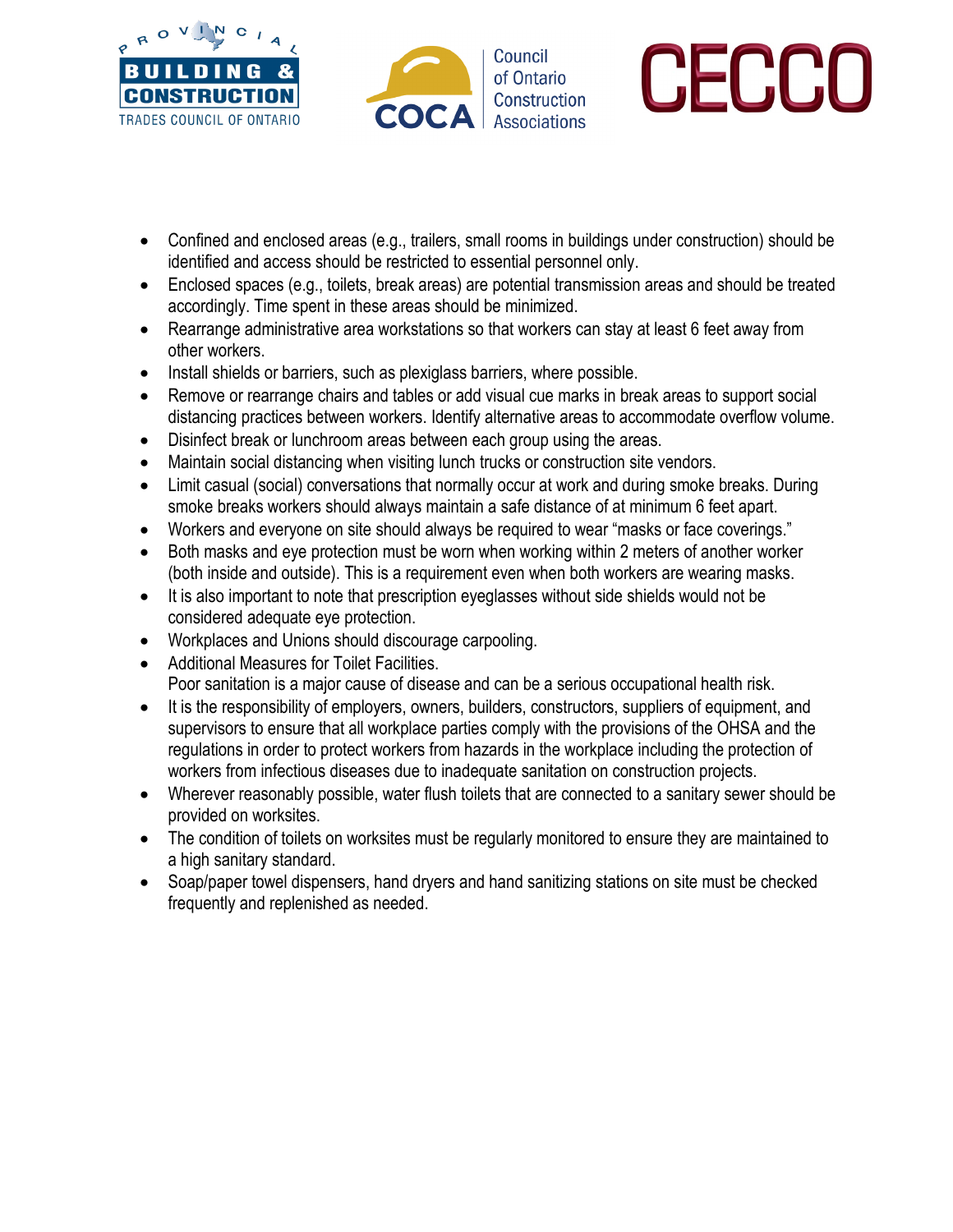- Confined and enclosed areas (e.g., trailers, small rooms in buildings under construction) should be identified and access should be restricted to essential personnel only.
- Enclosed spaces (e.g., toilets, break areas) are potential transmission areas and should be treated accordingly. Time spent in these areas should be minimized.
- Rearrange administrative area workstations so that workers can stay at least 6 feet away from other workers.
- Install shields or barriers, such as plexiglass barriers, where possible.
- Remove or rearrange chairs and tables or add visual cue marks in break areas to support social distancing practices between workers. Identify alternative areas to accommodate overflow volume.
- Disinfect break or lunchroom areas between each group using the areas.
- Maintain social distancing when visiting lunch trucks or construction site vendors.
- Limit casual (social) conversations that normally occur at work and during smoke breaks. During smoke breaks workers should always maintain a safe distance of at minimum 6 feet apart.
- Workers and everyone on site should always be required to wear "masks or face coverings."
- Both masks and eye protection must be worn when working within 2 meters of another worker (both inside and outside). This is a requirement even when both workers are wearing masks.
- It is also important to note that prescription eyeglasses without side shields would not be considered adequate eye protection.
- Workplaces and Unions should discourage carpooling.
- Additional Measures for Toilet Facilities.
  Poor sanitation is a major cause of disease and can be a serious occupational health risk.
- It is the responsibility of employers, owners, builders, constructors, suppliers of equipment, and supervisors to ensure that all workplace parties comply with the provisions of the OHSA and the regulations in order to protect workers from hazards in the workplace including the protection of workers from infectious diseases due to inadequate sanitation on construction projects.
- Wherever reasonably possible, water flush toilets that are connected to a sanitary sewer should be provided on worksites.
- The condition of toilets on worksites must be regularly monitored to ensure they are maintained to a high sanitary standard.
- Soap/paper towel dispensers, hand dryers and hand sanitizing stations on site must be checked frequently and replenished as needed.